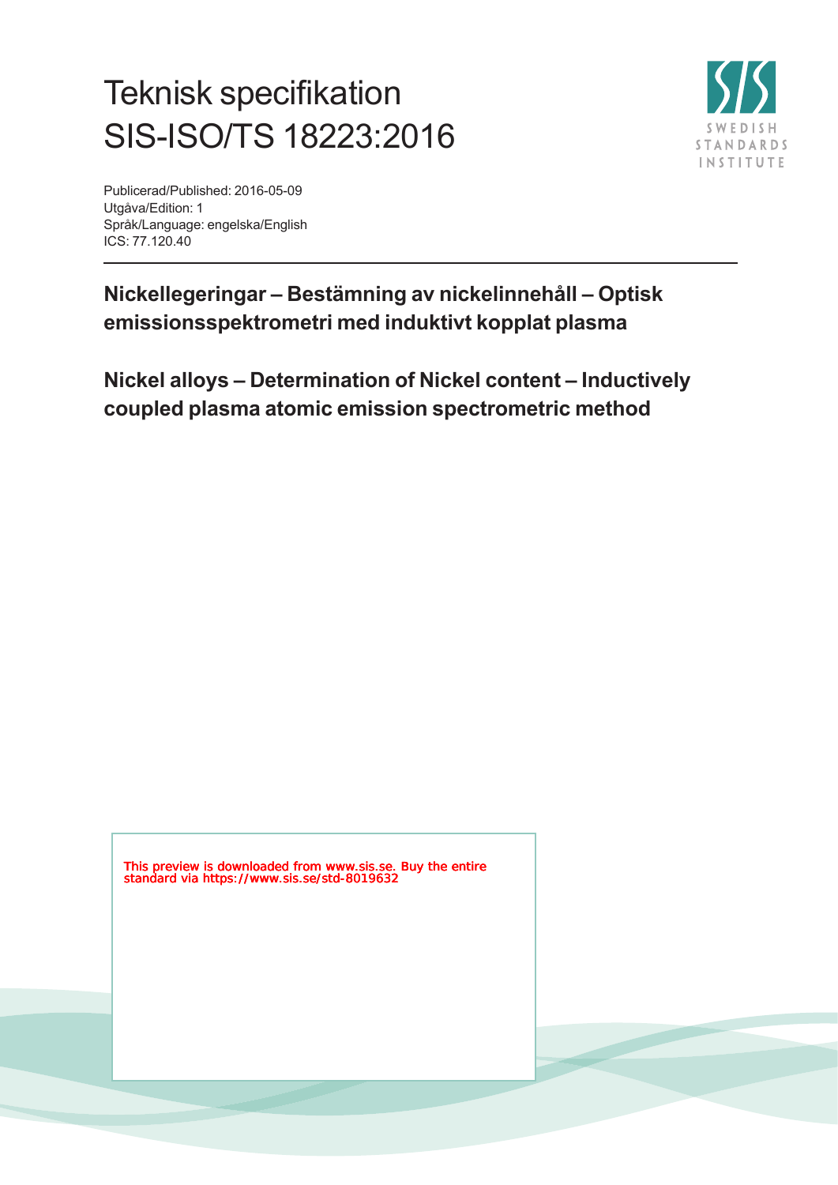# Teknisk specifikation SIS-ISO/TS 18223:2016

Publicerad/Published: 2016-05-09
Utgåva/Edition: 1
Språk/Language: engelska/English
ICS: 77.120.40

## Nickellegeringar – Bestämning av nickelinnehåll – Optisk emissionsspektrometri med induktivt kopplat plasma

## Nickel alloys – Determination of Nickel content – Inductively coupled plasma atomic emission spectrometric method

This preview is downloaded from www.sis.se. Buy the entire standard via https://www.sis.se/std-8019632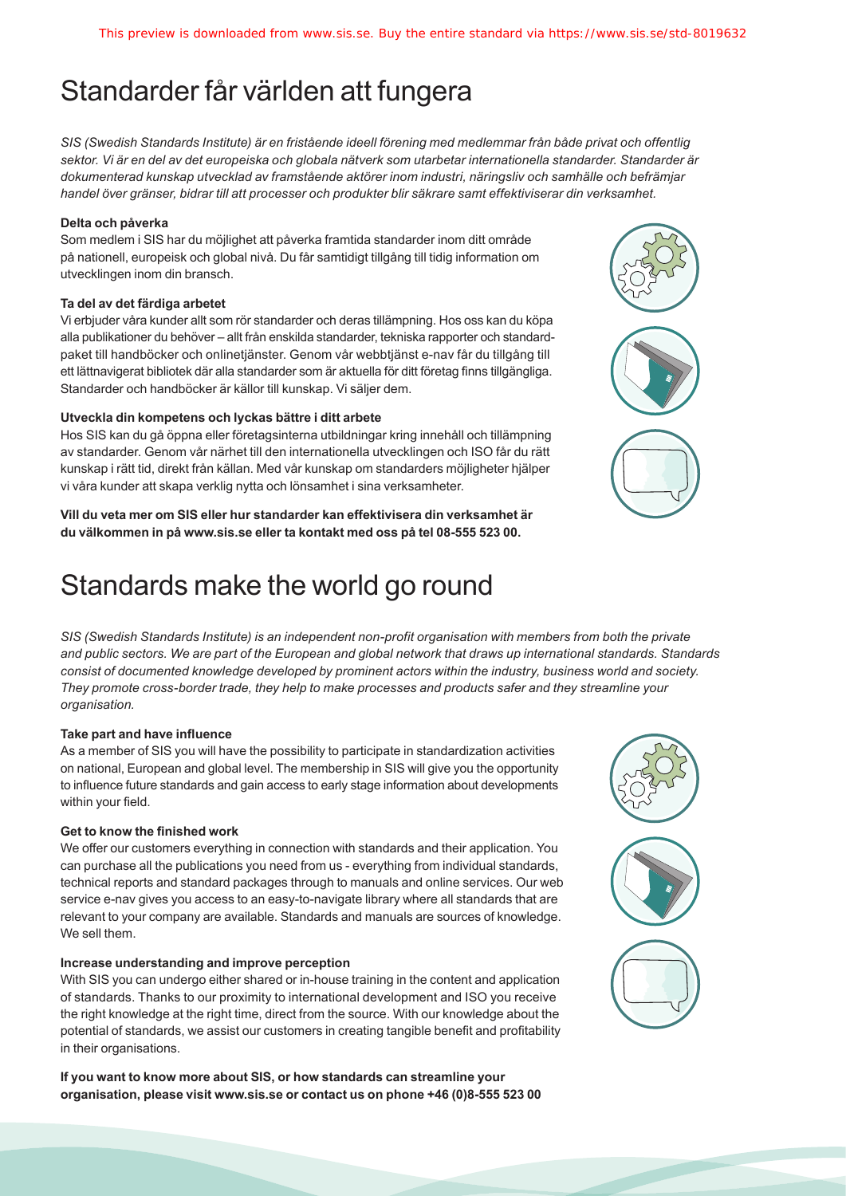# Standarder får världen att fungera

*SIS (Swedish Standards Institute) är en fristående ideell förening med medlemmar från både privat och offentlig sektor. Vi är en del av det europeiska och globala nätverk som utarbetar internationella standarder. Standarder är dokumenterad kunskap utvecklad av framstående aktörer inom industri, näringsliv och samhälle och befrämjar handel över gränser, bidrar till att processer och produkter blir säkrare samt effektiviserar din verksamhet.*

**Delta och påverka**

Som medlem i SIS har du möjlighet att påverka framtida standarder inom ditt område på nationell, europeisk och global nivå. Du får samtidigt tillgång till tidig information om utvecklingen inom din bransch.

**Ta del av det färdiga arbetet**

Vi erbjuder våra kunder allt som rör standarder och deras tillämpning. Hos oss kan du köpa alla publikationer du behöver – allt från enskilda standarder, tekniska rapporter och standardpaket till handböcker och onlinetjänster. Genom vår webbtjänst e-nav får du tillgång till ett lättnavigerat bibliotek där alla standarder som är aktuella för ditt företag finns tillgängliga. Standarder och handböcker är källor till kunskap. Vi säljer dem.

**Utveckla din kompetens och lyckas bättre i ditt arbete**

Hos SIS kan du gå öppna eller företagsinterna utbildningar kring innehåll och tillämpning av standarder. Genom vår närhet till den internationella utvecklingen och ISO får du rätt kunskap i rätt tid, direkt från källan. Med vår kunskap om standarders möjligheter hjälper vi våra kunder att skapa verklig nytta och lönsamhet i sina verksamheter.

**Vill du veta mer om SIS eller hur standarder kan effektivisera din verksamhet är du välkommen in på www.sis.se eller ta kontakt med oss på tel 08-555 523 00.**

# Standards make the world go round

*SIS (Swedish Standards Institute) is an independent non-profit organisation with members from both the private and public sectors. We are part of the European and global network that draws up international standards. Standards consist of documented knowledge developed by prominent actors within the industry, business world and society. They promote cross-border trade, they help to make processes and products safer and they streamline your organisation.*

**Take part and have influence**

As a member of SIS you will have the possibility to participate in standardization activities on national, European and global level. The membership in SIS will give you the opportunity to influence future standards and gain access to early stage information about developments within your field.

**Get to know the finished work**

We offer our customers everything in connection with standards and their application. You can purchase all the publications you need from us - everything from individual standards, technical reports and standard packages through to manuals and online services. Our web service e-nav gives you access to an easy-to-navigate library where all standards that are relevant to your company are available. Standards and manuals are sources of knowledge. We sell them.

**Increase understanding and improve perception**

With SIS you can undergo either shared or in-house training in the content and application of standards. Thanks to our proximity to international development and ISO you receive the right knowledge at the right time, direct from the source. With our knowledge about the potential of standards, we assist our customers in creating tangible benefit and profitability in their organisations.

**If you want to know more about SIS, or how standards can streamline your organisation, please visit www.sis.se or contact us on phone +46 (0)8-555 523 00**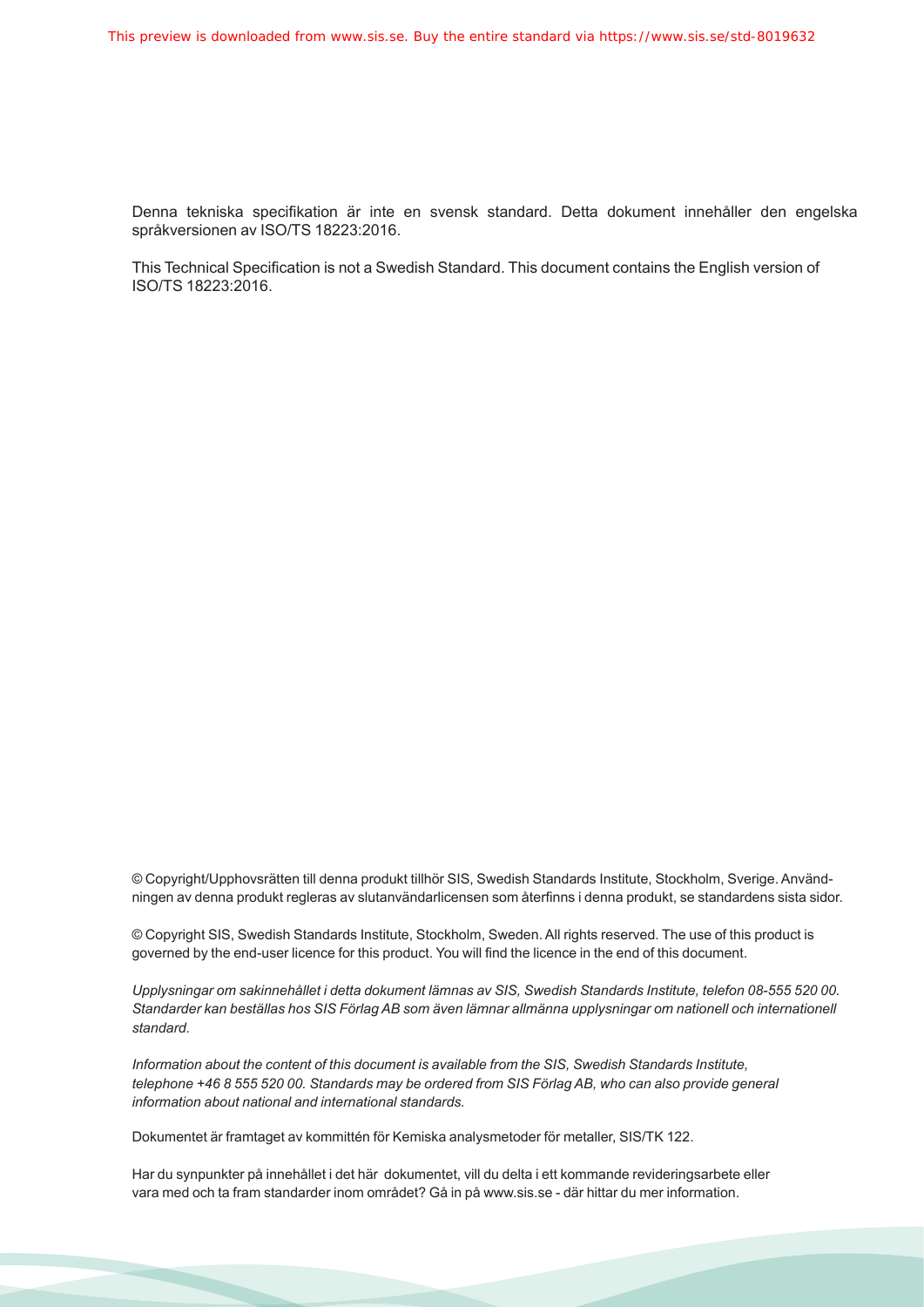Denna tekniska specifikation är inte en svensk standard. Detta dokument innehåller den engelska språkversionen av ISO/TS 18223:2016.

This Technical Specification is not a Swedish Standard. This document contains the English version of ISO/TS 18223:2016.

© Copyright/Upphovsrätten till denna produkt tillhör SIS, Swedish Standards Institute, Stockholm, Sverige. Användningen av denna produkt regleras av slutanvändarlicensen som återfinns i denna produkt, se standardens sista sidor.

© Copyright SIS, Swedish Standards Institute, Stockholm, Sweden. All rights reserved. The use of this product is governed by the end-user licence for this product. You will find the licence in the end of this document.

*Upplysningar om sakinnehållet i detta dokument lämnas av SIS, Swedish Standards Institute, telefon 08-555 520 00. Standarder kan beställas hos SIS Förlag AB som även lämnar allmänna upplysningar om nationell och internationell standard.*

*Information about the content of this document is available from the SIS, Swedish Standards Institute, telephone +46 8 555 520 00. Standards may be ordered from SIS Förlag AB, who can also provide general information about national and international standards.*

Dokumentet är framtaget av kommittén för Kemiska analysmetoder för metaller, SIS/TK 122.

Har du synpunkter på innehållet i det här dokumentet, vill du delta i ett kommande revideringsarbete eller vara med och ta fram standarder inom området? Gå in på www.sis.se - där hittar du mer information.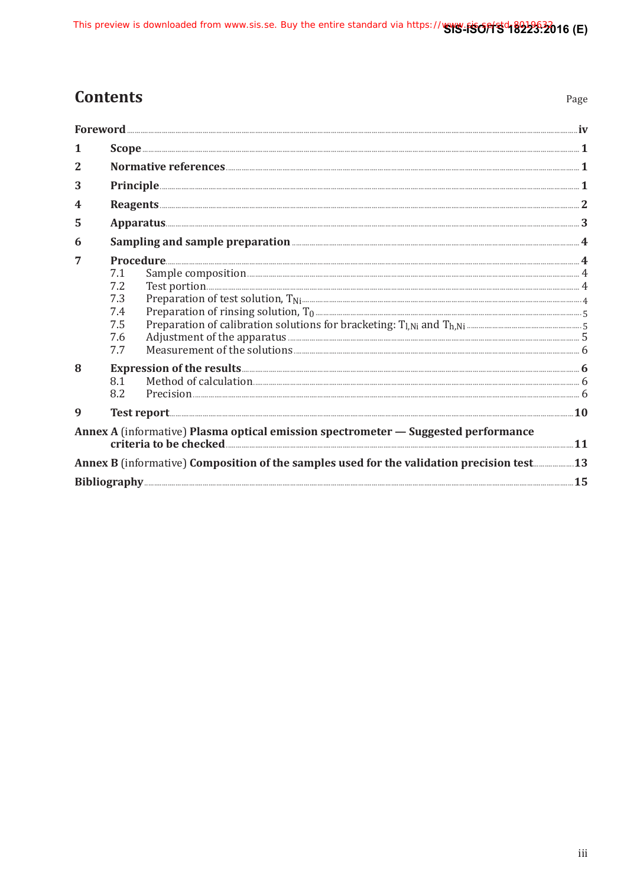# Contents

Page

Foreword ..... iv

1 Scope ..... 1

2 Normative references ..... 1

3 Principle ..... 1

4 Reagents ..... 2

5 Apparatus ..... 3

6 Sampling and sample preparation ..... 4

7 Procedure ..... 4
- 7.1 Sample composition ..... 4
- 7.2 Test portion ..... 4
- 7.3 Preparation of test solution, $T_{Ni}$ ..... 4
- 7.4 Preparation of rinsing solution, $T_0$ ..... 5
- 7.5 Preparation of calibration solutions for bracketing: $T_{l,Ni}$ and $T_{h,Ni}$ ..... 5
- 7.6 Adjustment of the apparatus ..... 5
- 7.7 Measurement of the solutions ..... 6

8 Expression of the results ..... 6
- 8.1 Method of calculation ..... 6
- 8.2 Precision ..... 6

9 Test report ..... 10

Annex A (informative) Plasma optical emission spectrometer — Suggested performance criteria to be checked ..... 11

Annex B (informative) Composition of the samples used for the validation precision test ..... 13

Bibliography ..... 15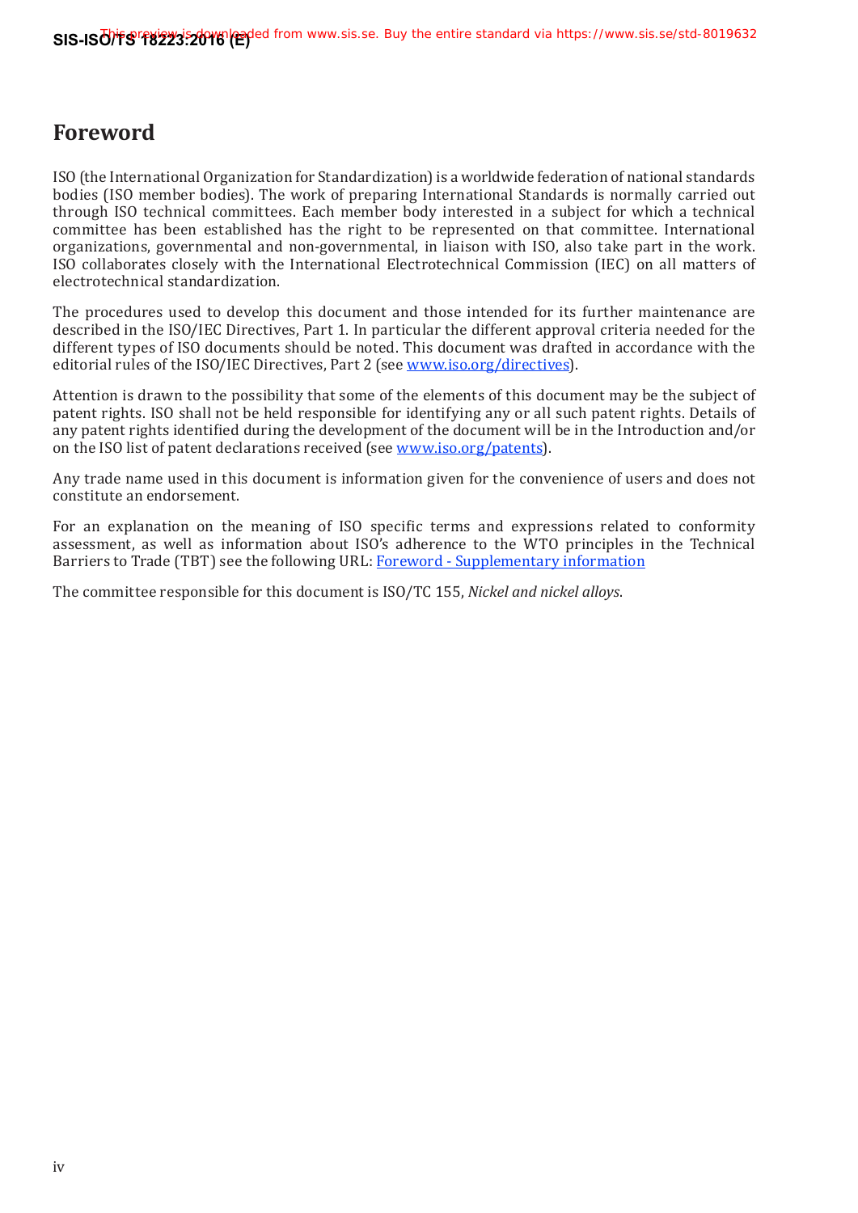# Foreword

ISO (the International Organization for Standardization) is a worldwide federation of national standards bodies (ISO member bodies). The work of preparing International Standards is normally carried out through ISO technical committees. Each member body interested in a subject for which a technical committee has been established has the right to be represented on that committee. International organizations, governmental and non-governmental, in liaison with ISO, also take part in the work. ISO collaborates closely with the International Electrotechnical Commission (IEC) on all matters of electrotechnical standardization.

The procedures used to develop this document and those intended for its further maintenance are described in the ISO/IEC Directives, Part 1. In particular the different approval criteria needed for the different types of ISO documents should be noted. This document was drafted in accordance with the editorial rules of the ISO/IEC Directives, Part 2 (see www.iso.org/directives).

Attention is drawn to the possibility that some of the elements of this document may be the subject of patent rights. ISO shall not be held responsible for identifying any or all such patent rights. Details of any patent rights identified during the development of the document will be in the Introduction and/or on the ISO list of patent declarations received (see www.iso.org/patents).

Any trade name used in this document is information given for the convenience of users and does not constitute an endorsement.

For an explanation on the meaning of ISO specific terms and expressions related to conformity assessment, as well as information about ISO's adherence to the WTO principles in the Technical Barriers to Trade (TBT) see the following URL: Foreword - Supplementary information

The committee responsible for this document is ISO/TC 155, *Nickel and nickel alloys*.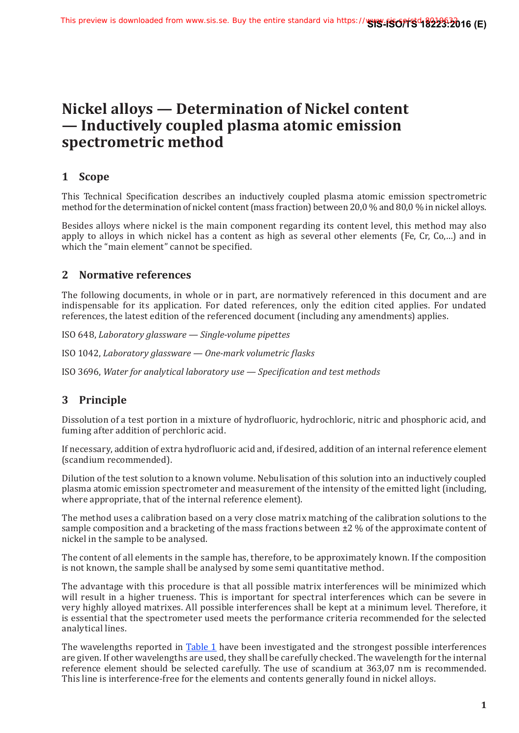# Nickel alloys — Determination of Nickel content — Inductively coupled plasma atomic emission spectrometric method

## 1 Scope

This Technical Specification describes an inductively coupled plasma atomic emission spectrometric method for the determination of nickel content (mass fraction) between 20,0 % and 80,0 % in nickel alloys.

Besides alloys where nickel is the main component regarding its content level, this method may also apply to alloys in which nickel has a content as high as several other elements (Fe, Cr, Co,…) and in which the “main element” cannot be specified.

## 2 Normative references

The following documents, in whole or in part, are normatively referenced in this document and are indispensable for its application. For dated references, only the edition cited applies. For undated references, the latest edition of the referenced document (including any amendments) applies.

ISO 648, *Laboratory glassware — Single-volume pipettes*

ISO 1042, *Laboratory glassware — One-mark volumetric flasks*

ISO 3696, *Water for analytical laboratory use — Specification and test methods*

## 3 Principle

Dissolution of a test portion in a mixture of hydrofluoric, hydrochloric, nitric and phosphoric acid, and fuming after addition of perchloric acid.

If necessary, addition of extra hydrofluoric acid and, if desired, addition of an internal reference element (scandium recommended).

Dilution of the test solution to a known volume. Nebulisation of this solution into an inductively coupled plasma atomic emission spectrometer and measurement of the intensity of the emitted light (including, where appropriate, that of the internal reference element).

The method uses a calibration based on a very close matrix matching of the calibration solutions to the sample composition and a bracketing of the mass fractions between ±2 % of the approximate content of nickel in the sample to be analysed.

The content of all elements in the sample has, therefore, to be approximately known. If the composition is not known, the sample shall be analysed by some semi quantitative method.

The advantage with this procedure is that all possible matrix interferences will be minimized which will result in a higher trueness. This is important for spectral interferences which can be severe in very highly alloyed matrixes. All possible interferences shall be kept at a minimum level. Therefore, it is essential that the spectrometer used meets the performance criteria recommended for the selected analytical lines.

The wavelengths reported in Table 1 have been investigated and the strongest possible interferences are given. If other wavelengths are used, they shall be carefully checked. The wavelength for the internal reference element should be selected carefully. The use of scandium at 363,07 nm is recommended. This line is interference-free for the elements and contents generally found in nickel alloys.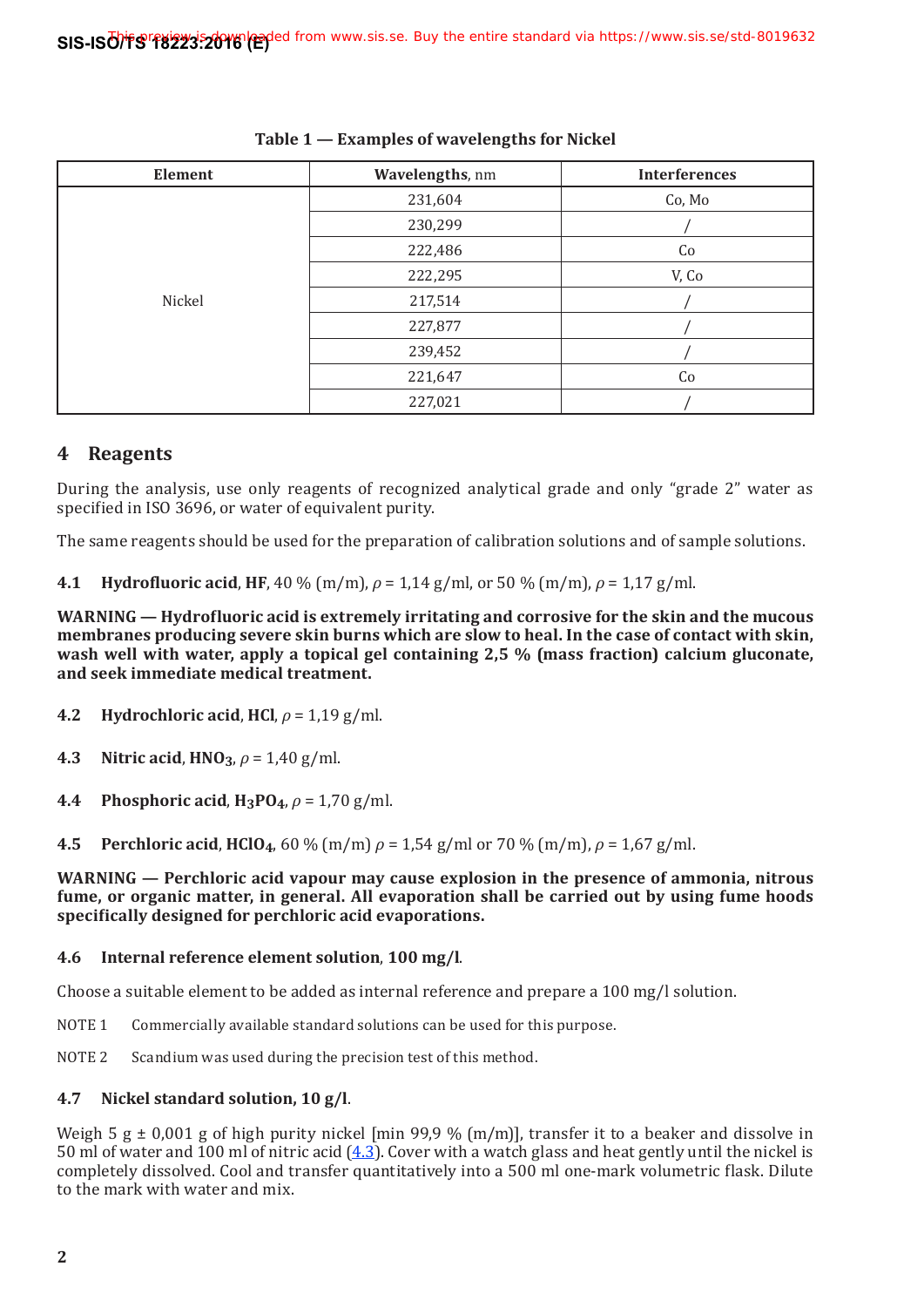Table 1 — Examples of wavelengths for Nickel

| Element | Wavelengths, nm | Interferences |
| --- | --- | --- |
| Nickel | 231,604 | Co, Mo |
| | 230,299 | / |
| | 222,486 | Co |
| | 222,295 | V, Co |
| | 217,514 | / |
| | 227,877 | / |
| | 239,452 | / |
| | 221,647 | Co |
| | 227,021 | / |

## 4 Reagents

During the analysis, use only reagents of recognized analytical grade and only “grade 2” water as specified in ISO 3696, or water of equivalent purity.

The same reagents should be used for the preparation of calibration solutions and of sample solutions.

**4.1 Hydrofluoric acid**, **HF**, 40 % (m/m), $\rho$ = 1,14 g/ml, or 50 % (m/m), $\rho$ = 1,17 g/ml.

**WARNING — Hydrofluoric acid is extremely irritating and corrosive for the skin and the mucous membranes producing severe skin burns which are slow to heal. In the case of contact with skin, wash well with water, apply a topical gel containing 2,5 % (mass fraction) calcium gluconate, and seek immediate medical treatment.**

**4.2 Hydrochloric acid**, **HCl**, $\rho$ = 1,19 g/ml.

**4.3 Nitric acid**, **$HNO_3$**, $\rho$ = 1,40 g/ml.

**4.4 Phosphoric acid**, **$H_3PO_4$**, $\rho$ = 1,70 g/ml.

**4.5 Perchloric acid**, **$HClO_4$**, 60 % (m/m) $\rho$ = 1,54 g/ml or 70 % (m/m), $\rho$ = 1,67 g/ml.

**WARNING — Perchloric acid vapour may cause explosion in the presence of ammonia, nitrous fume, or organic matter, in general. All evaporation shall be carried out by using fume hoods specifically designed for perchloric acid evaporations.**

**4.6 Internal reference element solution**, **100 mg/l**.

Choose a suitable element to be added as internal reference and prepare a 100 mg/l solution.

NOTE 1 Commercially available standard solutions can be used for this purpose.

NOTE 2 Scandium was used during the precision test of this method.

**4.7 Nickel standard solution, 10 g/l**.

Weigh 5 g ± 0,001 g of high purity nickel [min 99,9 % (m/m)], transfer it to a beaker and dissolve in 50 ml of water and 100 ml of nitric acid (4.3). Cover with a watch glass and heat gently until the nickel is completely dissolved. Cool and transfer quantitatively into a 500 ml one-mark volumetric flask. Dilute to the mark with water and mix.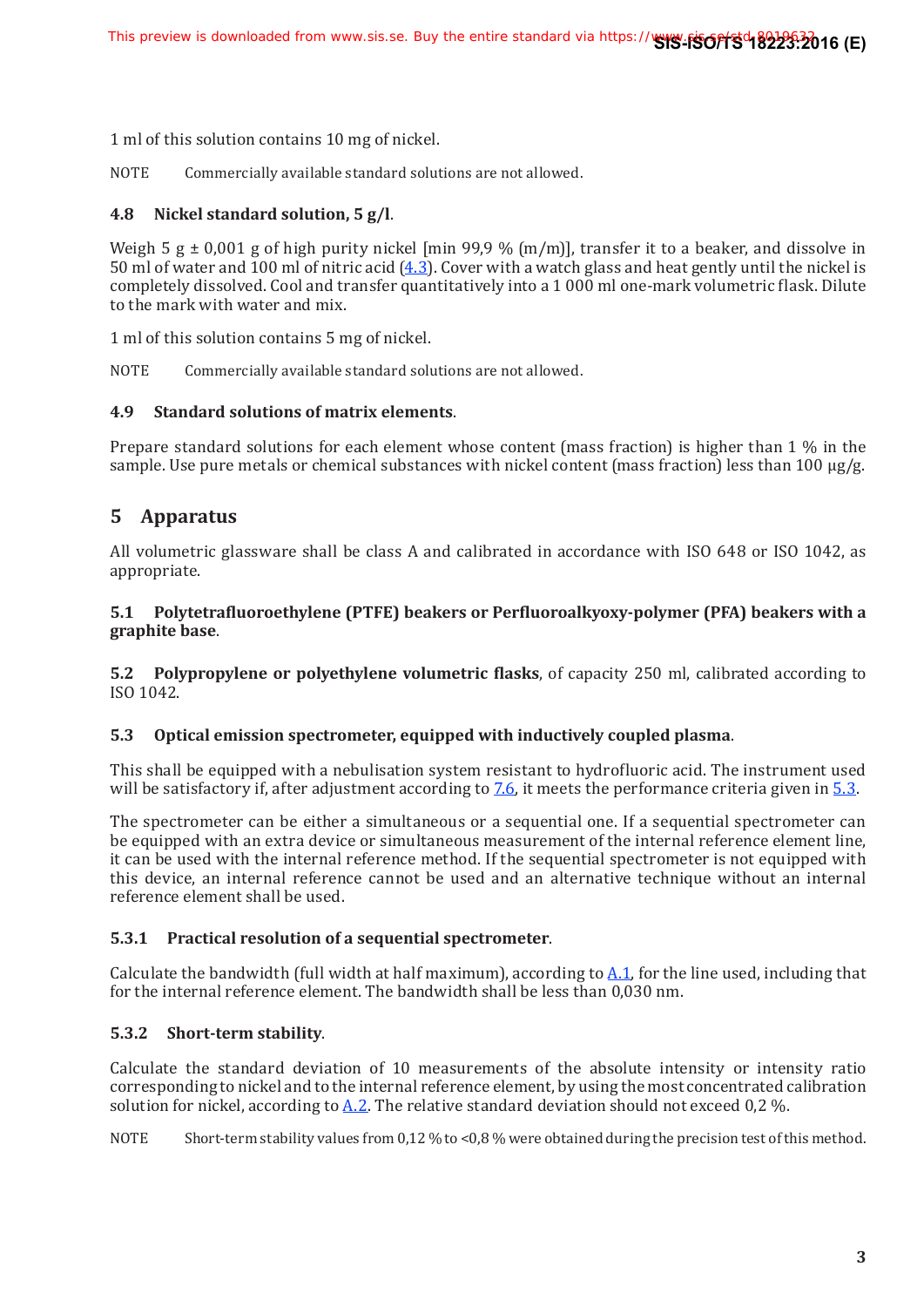1 ml of this solution contains 10 mg of nickel.

NOTE Commercially available standard solutions are not allowed.

### 4.8 Nickel standard solution, 5 g/l.

Weigh 5 g ± 0,001 g of high purity nickel [min 99,9 % (m/m)], transfer it to a beaker, and dissolve in 50 ml of water and 100 ml of nitric acid (4.3). Cover with a watch glass and heat gently until the nickel is completely dissolved. Cool and transfer quantitatively into a 1 000 ml one-mark volumetric flask. Dilute to the mark with water and mix.

1 ml of this solution contains 5 mg of nickel.

NOTE Commercially available standard solutions are not allowed.

### 4.9 Standard solutions of matrix elements.

Prepare standard solutions for each element whose content (mass fraction) is higher than 1 % in the sample. Use pure metals or chemical substances with nickel content (mass fraction) less than 100 µg/g.

## 5 Apparatus

All volumetric glassware shall be class A and calibrated in accordance with ISO 648 or ISO 1042, as appropriate.

### 5.1 Polytetrafluoroethylene (PTFE) beakers or Perfluoroalkyoxy-polymer (PFA) beakers with a graphite base.

### 5.2 Polypropylene or polyethylene volumetric flasks, of capacity 250 ml, calibrated according to ISO 1042.

### 5.3 Optical emission spectrometer, equipped with inductively coupled plasma.

This shall be equipped with a nebulisation system resistant to hydrofluoric acid. The instrument used will be satisfactory if, after adjustment according to 7.6, it meets the performance criteria given in 5.3.

The spectrometer can be either a simultaneous or a sequential one. If a sequential spectrometer can be equipped with an extra device or simultaneous measurement of the internal reference element line, it can be used with the internal reference method. If the sequential spectrometer is not equipped with this device, an internal reference cannot be used and an alternative technique without an internal reference element shall be used.

#### 5.3.1 Practical resolution of a sequential spectrometer.

Calculate the bandwidth (full width at half maximum), according to A.1, for the line used, including that for the internal reference element. The bandwidth shall be less than 0,030 nm.

#### 5.3.2 Short-term stability.

Calculate the standard deviation of 10 measurements of the absolute intensity or intensity ratio corresponding to nickel and to the internal reference element, by using the most concentrated calibration solution for nickel, according to A.2. The relative standard deviation should not exceed 0,2 %.

NOTE Short-term stability values from 0,12 % to <0,8 % were obtained during the precision test of this method.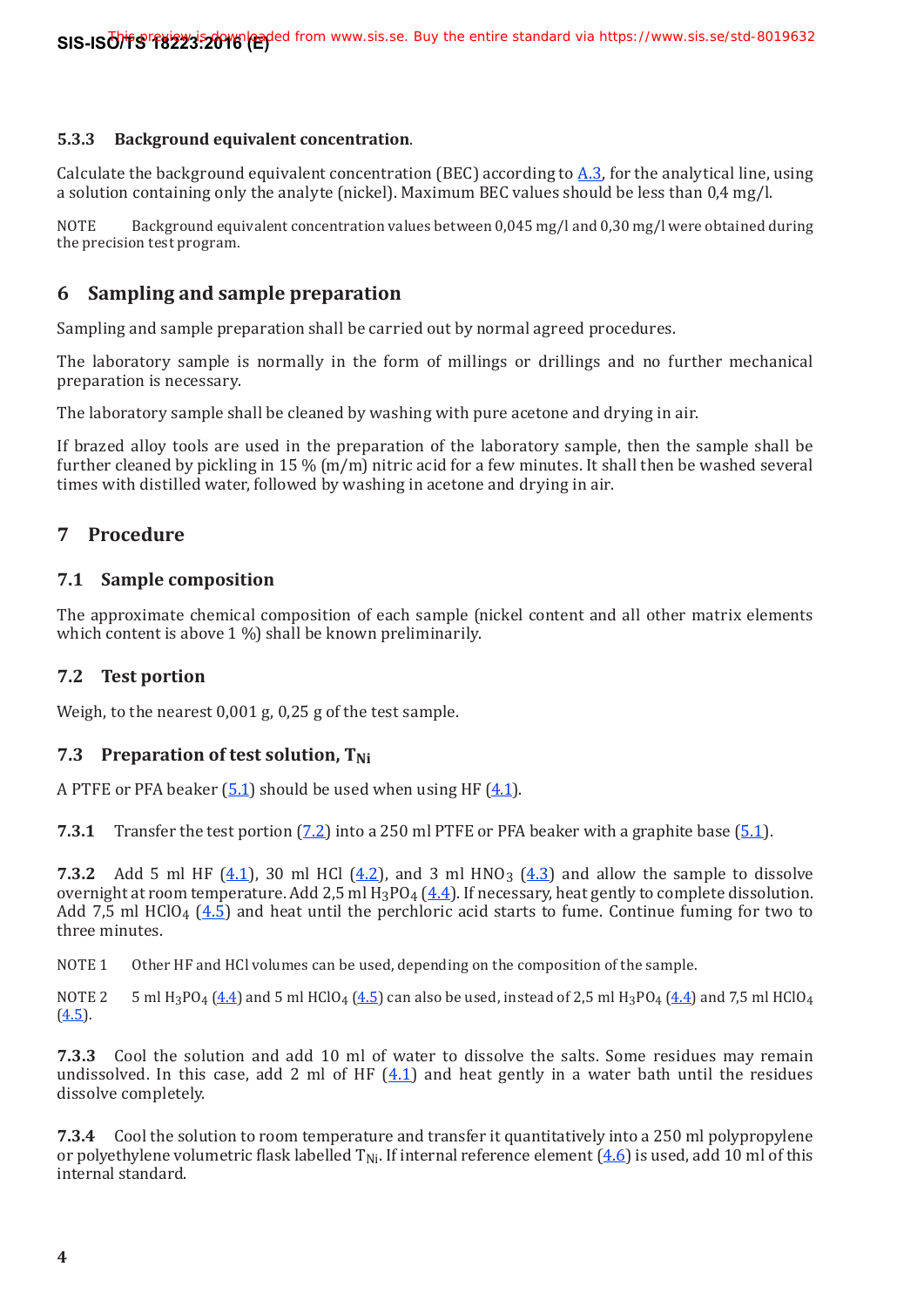#### 5.3.3 Background equivalent concentration.

Calculate the background equivalent concentration (BEC) according to A.3, for the analytical line, using a solution containing only the analyte (nickel). Maximum BEC values should be less than 0,4 mg/l.

NOTE Background equivalent concentration values between 0,045 mg/l and 0,30 mg/l were obtained during the precision test program.

## 6 Sampling and sample preparation

Sampling and sample preparation shall be carried out by normal agreed procedures.

The laboratory sample is normally in the form of millings or drillings and no further mechanical preparation is necessary.

The laboratory sample shall be cleaned by washing with pure acetone and drying in air.

If brazed alloy tools are used in the preparation of the laboratory sample, then the sample shall be further cleaned by pickling in 15 % (m/m) nitric acid for a few minutes. It shall then be washed several times with distilled water, followed by washing in acetone and drying in air.

## 7 Procedure

### 7.1 Sample composition

The approximate chemical composition of each sample (nickel content and all other matrix elements which content is above 1 %) shall be known preliminarily.

### 7.2 Test portion

Weigh, to the nearest 0,001 g, 0,25 g of the test sample.

### 7.3 Preparation of test solution, $T_{Ni}$

A PTFE or PFA beaker (5.1) should be used when using HF (4.1).

**7.3.1** Transfer the test portion (7.2) into a 250 ml PTFE or PFA beaker with a graphite base (5.1).

**7.3.2** Add 5 ml HF (4.1), 30 ml HCl (4.2), and 3 ml $HNO_3$ (4.3) and allow the sample to dissolve overnight at room temperature. Add 2,5 ml $H_3PO_4$ (4.4). If necessary, heat gently to complete dissolution. Add 7,5 ml $HClO_4$ (4.5) and heat until the perchloric acid starts to fume. Continue fuming for two to three minutes.

NOTE 1 Other HF and HCl volumes can be used, depending on the composition of the sample.

NOTE 2 5 ml $H_3PO_4$ (4.4) and 5 ml $HClO_4$ (4.5) can also be used, instead of 2,5 ml $H_3PO_4$ (4.4) and 7,5 ml $HClO_4$ (4.5).

**7.3.3** Cool the solution and add 10 ml of water to dissolve the salts. Some residues may remain undissolved. In this case, add 2 ml of HF (4.1) and heat gently in a water bath until the residues dissolve completely.

**7.3.4** Cool the solution to room temperature and transfer it quantitatively into a 250 ml polypropylene or polyethylene volumetric flask labelled $T_{Ni}$. If internal reference element (4.6) is used, add 10 ml of this internal standard.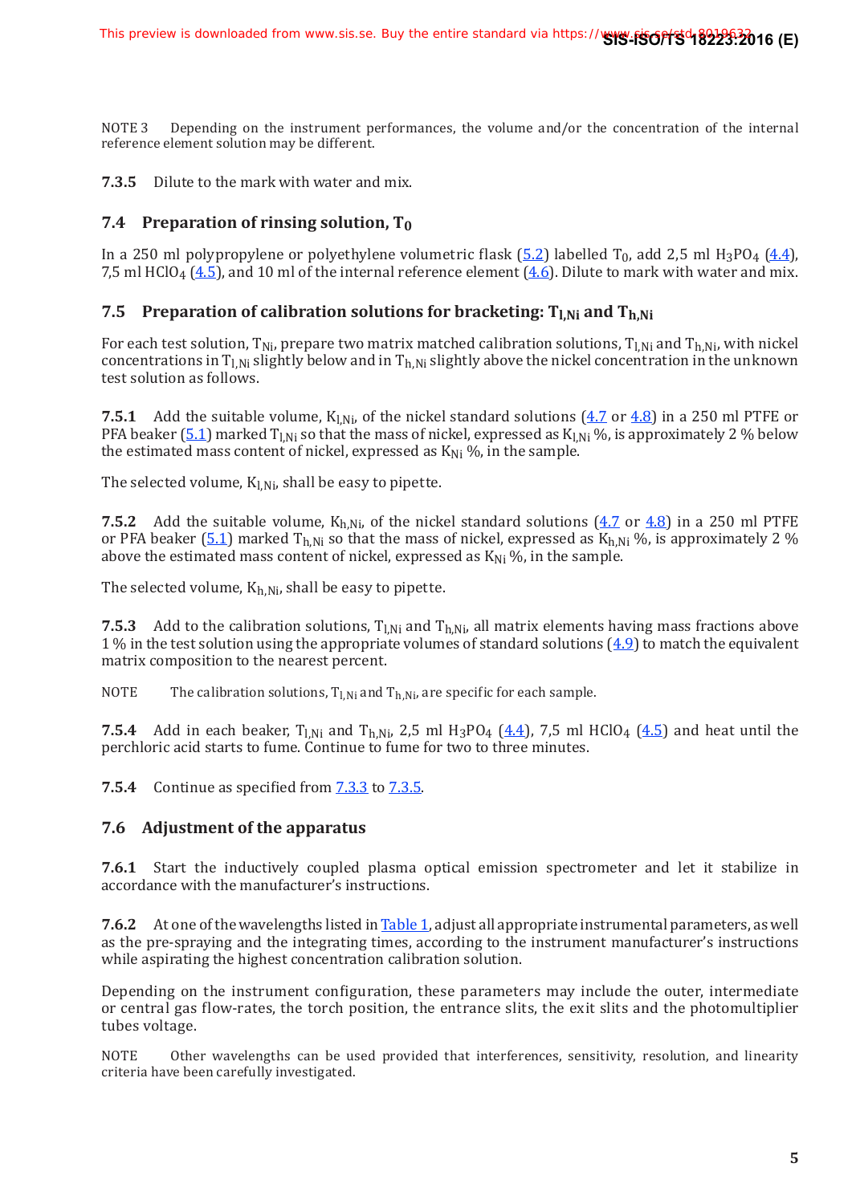NOTE 3 Depending on the instrument performances, the volume and/or the concentration of the internal reference element solution may be different.

**7.3.5** Dilute to the mark with water and mix.

## 7.4 Preparation of rinsing solution, $T_0$

In a 250 ml polypropylene or polyethylene volumetric flask (5.2) labelled $T_0$, add 2,5 ml $H_3PO_4$ (4.4), 7,5 ml $HClO_4$ (4.5), and 10 ml of the internal reference element (4.6). Dilute to mark with water and mix.

## 7.5 Preparation of calibration solutions for bracketing: $T_{l,Ni}$ and $T_{h,Ni}$

For each test solution, $T_{Ni}$, prepare two matrix matched calibration solutions, $T_{l,Ni}$ and $T_{h,Ni}$, with nickel concentrations in $T_{l,Ni}$ slightly below and in $T_{h,Ni}$ slightly above the nickel concentration in the unknown test solution as follows.

**7.5.1** Add the suitable volume, $K_{l,Ni}$, of the nickel standard solutions (4.7 or 4.8) in a 250 ml PTFE or PFA beaker (5.1) marked $T_{l,Ni}$ so that the mass of nickel, expressed as $K_{l,Ni}$ %, is approximately 2 % below the estimated mass content of nickel, expressed as $K_{Ni}$ %, in the sample.

The selected volume, $K_{l,Ni}$, shall be easy to pipette.

**7.5.2** Add the suitable volume, $K_{h,Ni}$, of the nickel standard solutions (4.7 or 4.8) in a 250 ml PTFE or PFA beaker (5.1) marked $T_{h,Ni}$ so that the mass of nickel, expressed as $K_{h,Ni}$ %, is approximately 2 % above the estimated mass content of nickel, expressed as $K_{Ni}$ %, in the sample.

The selected volume, $K_{h,Ni}$, shall be easy to pipette.

**7.5.3** Add to the calibration solutions, $T_{l,Ni}$ and $T_{h,Ni}$, all matrix elements having mass fractions above 1 % in the test solution using the appropriate volumes of standard solutions (4.9) to match the equivalent matrix composition to the nearest percent.

NOTE The calibration solutions, $T_{l,Ni}$ and $T_{h,Ni}$, are specific for each sample.

**7.5.4** Add in each beaker, $T_{l,Ni}$ and $T_{h,Ni}$, 2,5 ml $H_3PO_4$ (4.4), 7,5 ml $HClO_4$ (4.5) and heat until the perchloric acid starts to fume. Continue to fume for two to three minutes.

**7.5.4** Continue as specified from 7.3.3 to 7.3.5.

## 7.6 Adjustment of the apparatus

**7.6.1** Start the inductively coupled plasma optical emission spectrometer and let it stabilize in accordance with the manufacturer's instructions.

**7.6.2** At one of the wavelengths listed in Table 1, adjust all appropriate instrumental parameters, as well as the pre-spraying and the integrating times, according to the instrument manufacturer's instructions while aspirating the highest concentration calibration solution.

Depending on the instrument configuration, these parameters may include the outer, intermediate or central gas flow-rates, the torch position, the entrance slits, the exit slits and the photomultiplier tubes voltage.

NOTE Other wavelengths can be used provided that interferences, sensitivity, resolution, and linearity criteria have been carefully investigated.